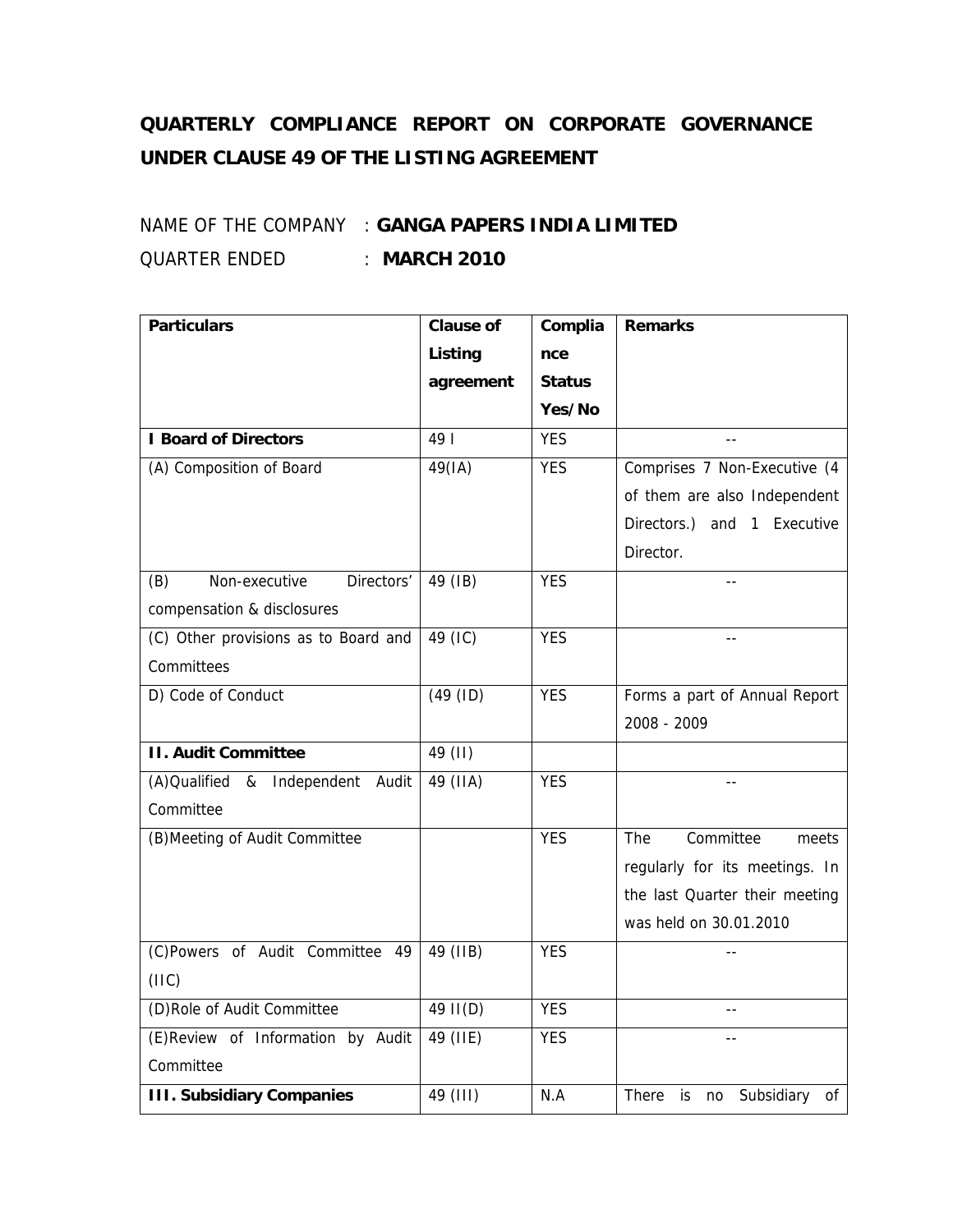# QUARTERLY COMPLIANCE REPORT ON CORPORATE GOVERNANCE UNDER CLAUSE 49 OF THE LISTING AGREEMENT

NAME OF THE COMPANY : **GANGA PAPERS INDIA LIMITED**

QUARTER ENDED : **MARCH 2010**

| **Particulars** | **Clause of Listing agreement** | **Compliance Status Yes/No** | **Remarks** |
|---|---|---|---|
| **I Board of Directors** | 49 I | YES | -- |
| (A) Composition of Board | 49(IA) | YES | Comprises 7 Non-Executive (4 of them are also Independent Directors.) and 1 Executive Director. |
| (B) Non-executive Directors' compensation & disclosures | 49 (IB) | YES | -- |
| (C) Other provisions as to Board and Committees | 49 (IC) | YES | -- |
| D) Code of Conduct | (49 (ID) | YES | Forms a part of Annual Report 2008 - 2009 |
| **II. Audit Committee** | 49 (II) | | |
| (A)Qualified & Independent Audit Committee | 49 (IIA) | YES | -- |
| (B)Meeting of Audit Committee | | YES | The Committee meets regularly for its meetings. In the last Quarter their meeting was held on 30.01.2010 |
| (C)Powers of Audit Committee 49 (IIC) | 49 (IIB) | YES | -- |
| (D)Role of Audit Committee | 49 II(D) | YES | -- |
| (E)Review of Information by Audit Committee | 49 (IIE) | YES | -- |
| **III. Subsidiary Companies** | 49 (III) | N.A | There is no Subsidiary of |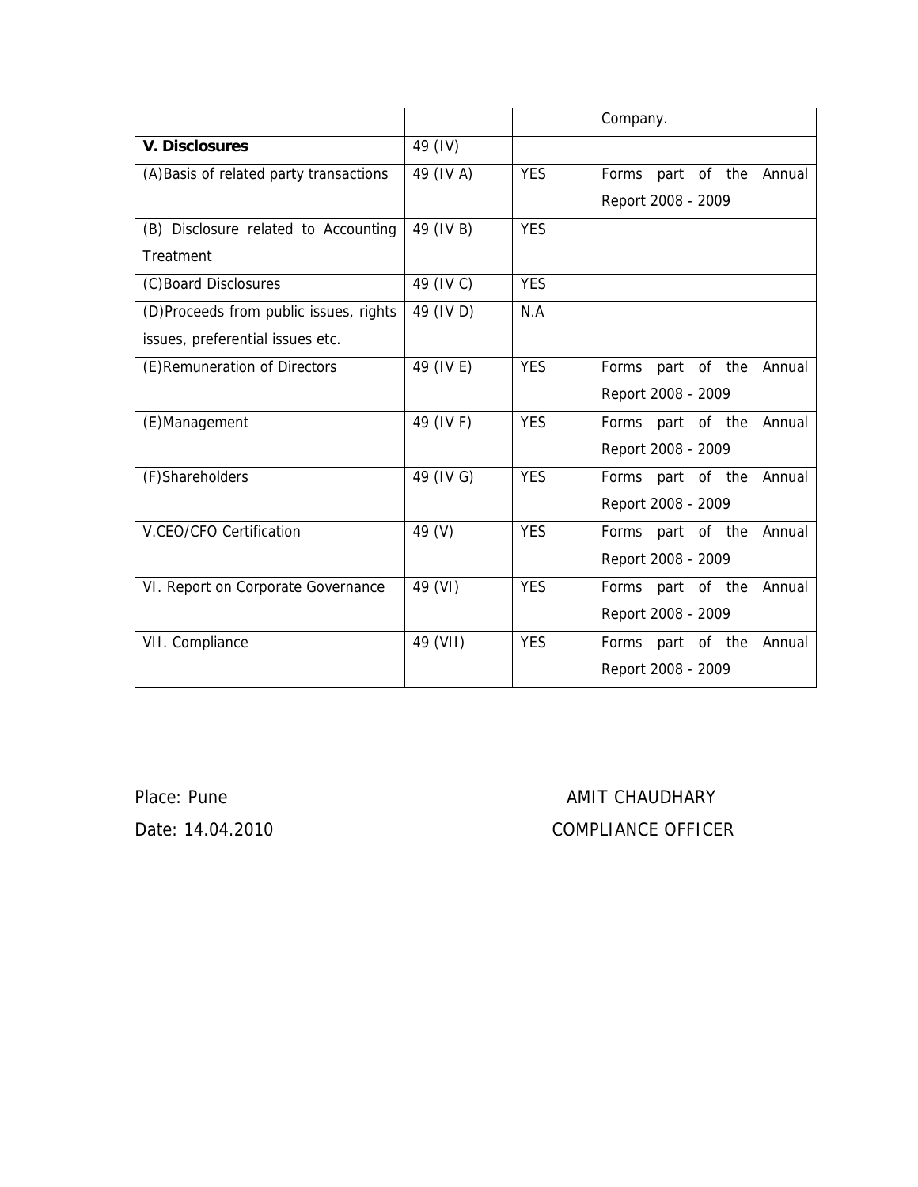| | | | |
|---|---|---|---|
| | | | Company. |
| **V. Disclosures** | 49 (IV) | | |
| (A)Basis of related party transactions | 49 (IV A) | YES | Forms part of the Annual Report 2008 - 2009 |
| (B) Disclosure related to Accounting Treatment | 49 (IV B) | YES | |
| (C)Board Disclosures | 49 (IV C) | YES | |
| (D)Proceeds from public issues, rights issues, preferential issues etc. | 49 (IV D) | N.A | |
| (E)Remuneration of Directors | 49 (IV E) | YES | Forms part of the Annual Report 2008 - 2009 |
| (E)Management | 49 (IV F) | YES | Forms part of the Annual Report 2008 - 2009 |
| (F)Shareholders | 49 (IV G) | YES | Forms part of the Annual Report 2008 - 2009 |
| V.CEO/CFO Certification | 49 (V) | YES | Forms part of the Annual Report 2008 - 2009 |
| VI. Report on Corporate Governance | 49 (VI) | YES | Forms part of the Annual Report 2008 - 2009 |
| VII. Compliance | 49 (VII) | YES | Forms part of the Annual Report 2008 - 2009 |

Place: Pune

Date: 14.04.2010

AMIT CHAUDHARY

COMPLIANCE OFFICER